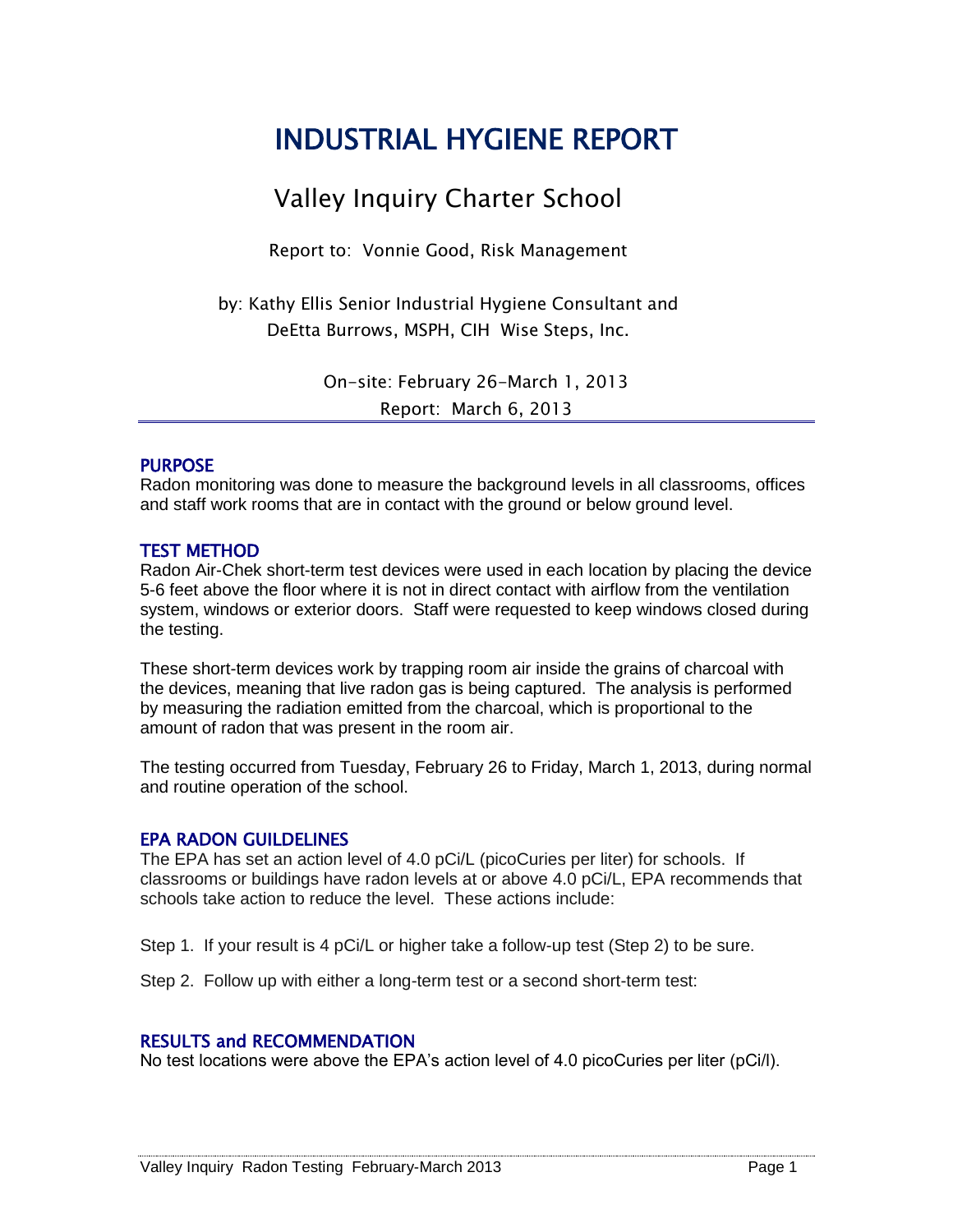# INDUSTRIAL HYGIENE REPORT

## Valley Inquiry Charter School

Report to: Vonnie Good, Risk Management

by: Kathy Ellis Senior Industrial Hygiene Consultant and
DeEtta Burrows, MSPH, CIH Wise Steps, Inc.

On-site: February 26-March 1, 2013
Report: March 6, 2013

---

### PURPOSE

Radon monitoring was done to measure the background levels in all classrooms, offices and staff work rooms that are in contact with the ground or below ground level.

### TEST METHOD

Radon Air-Chek short-term test devices were used in each location by placing the device 5-6 feet above the floor where it is not in direct contact with airflow from the ventilation system, windows or exterior doors. Staff were requested to keep windows closed during the testing.

These short-term devices work by trapping room air inside the grains of charcoal with the devices, meaning that live radon gas is being captured. The analysis is performed by measuring the radiation emitted from the charcoal, which is proportional to the amount of radon that was present in the room air.

The testing occurred from Tuesday, February 26 to Friday, March 1, 2013, during normal and routine operation of the school.

### EPA RADON GUILDELINES

The EPA has set an action level of 4.0 pCi/L (picoCuries per liter) for schools. If classrooms or buildings have radon levels at or above 4.0 pCi/L, EPA recommends that schools take action to reduce the level. These actions include:

Step 1. If your result is 4 pCi/L or higher take a follow-up test (Step 2) to be sure.

Step 2. Follow up with either a long-term test or a second short-term test:

### RESULTS and RECOMMENDATION

No test locations were above the EPA's action level of 4.0 picoCuries per liter (pCi/l).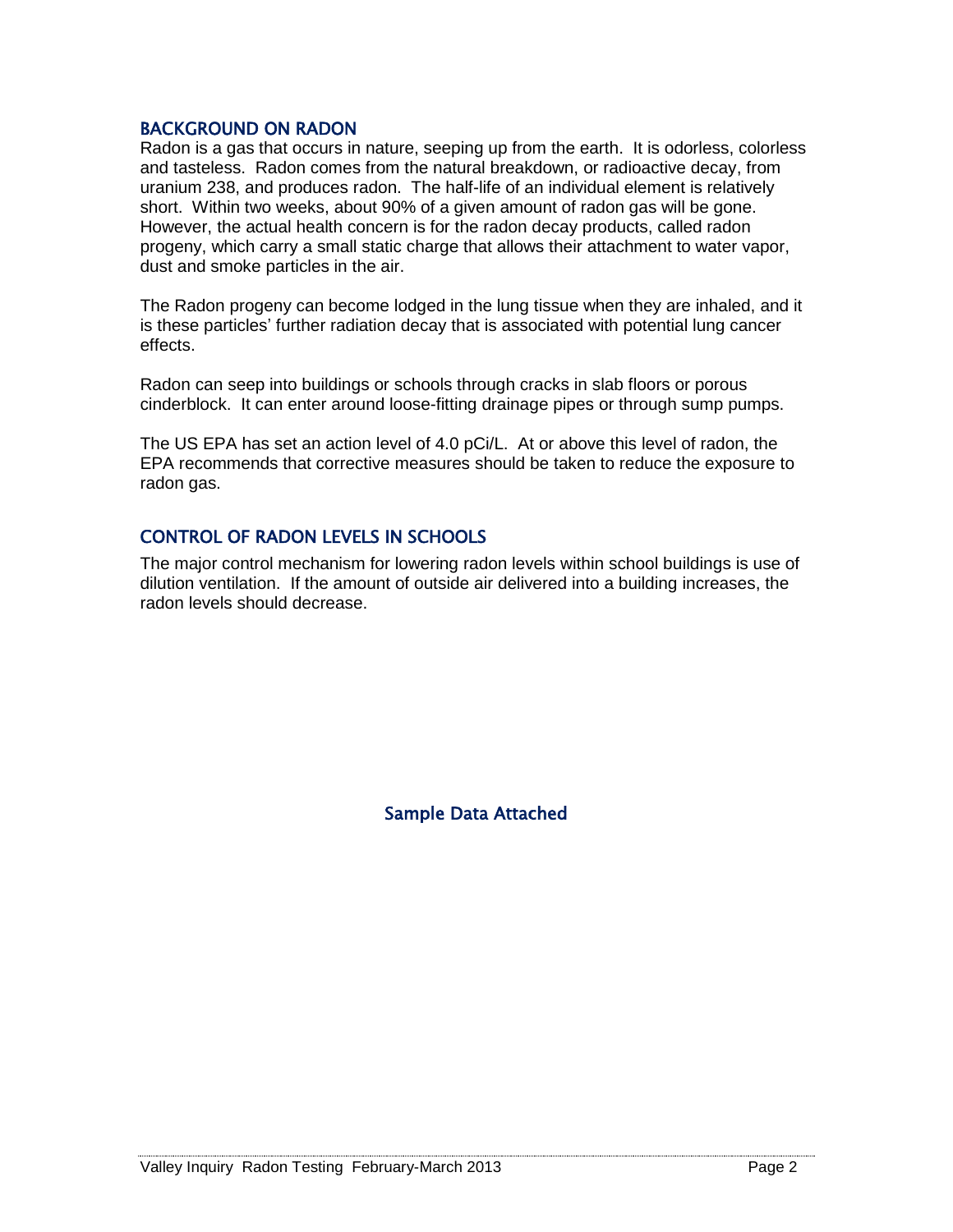## BACKGROUND ON RADON

Radon is a gas that occurs in nature, seeping up from the earth. It is odorless, colorless and tasteless. Radon comes from the natural breakdown, or radioactive decay, from uranium 238, and produces radon. The half-life of an individual element is relatively short. Within two weeks, about 90% of a given amount of radon gas will be gone. However, the actual health concern is for the radon decay products, called radon progeny, which carry a small static charge that allows their attachment to water vapor, dust and smoke particles in the air.

The Radon progeny can become lodged in the lung tissue when they are inhaled, and it is these particles' further radiation decay that is associated with potential lung cancer effects.

Radon can seep into buildings or schools through cracks in slab floors or porous cinderblock. It can enter around loose-fitting drainage pipes or through sump pumps.

The US EPA has set an action level of 4.0 pCi/L. At or above this level of radon, the EPA recommends that corrective measures should be taken to reduce the exposure to radon gas.

## CONTROL OF RADON LEVELS IN SCHOOLS

The major control mechanism for lowering radon levels within school buildings is use of dilution ventilation. If the amount of outside air delivered into a building increases, the radon levels should decrease.

**Sample Data Attached**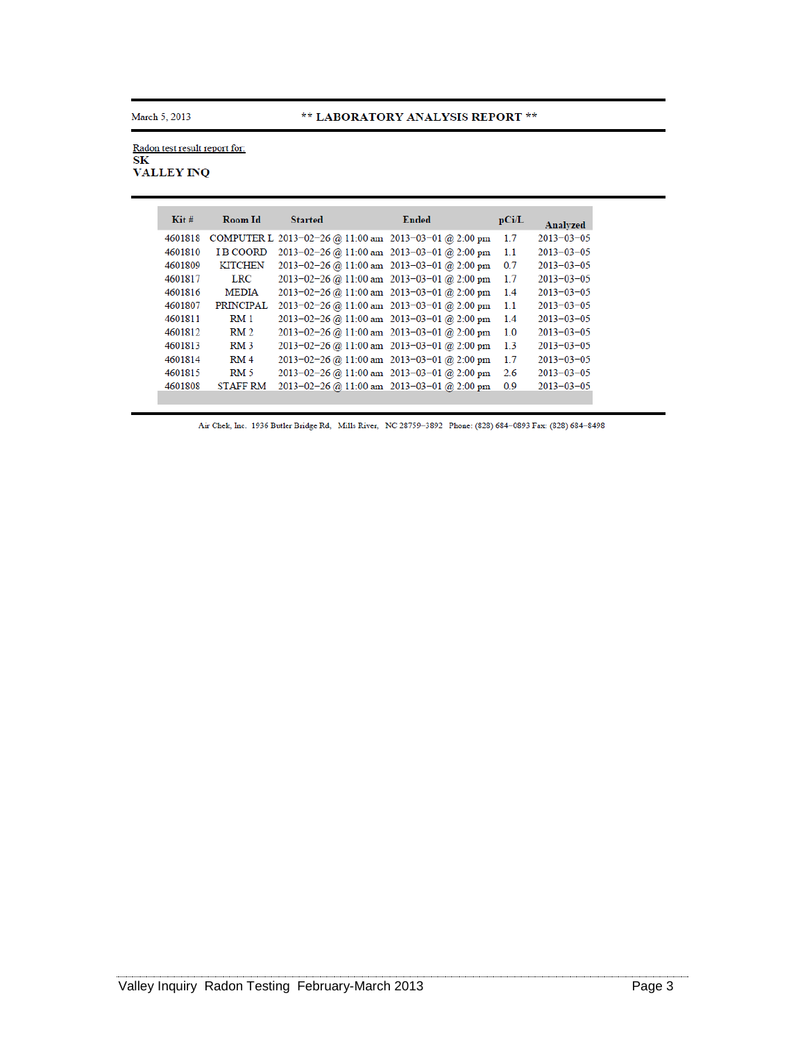March 5, 2013

**\*\* LABORATORY ANALYSIS REPORT \*\***

Radon test result report for:
**SK**
**VALLEY INQ**

| Kit # | Room Id | Started | Ended | pCi/L | Analyzed |
|---|---|---|---|---|---|
| 4601818 | COMPUTER L | 2013-02-26 @ 11:00 am | 2013-03-01 @ 2:00 pm | 1.7 | 2013-03-05 |
| 4601810 | I B COORD | 2013-02-26 @ 11:00 am | 2013-03-01 @ 2:00 pm | 1.1 | 2013-03-05 |
| 4601809 | KITCHEN | 2013-02-26 @ 11:00 am | 2013-03-01 @ 2:00 pm | 0.7 | 2013-03-05 |
| 4601817 | LRC | 2013-02-26 @ 11:00 am | 2013-03-01 @ 2:00 pm | 1.7 | 2013-03-05 |
| 4601816 | MEDIA | 2013-02-26 @ 11:00 am | 2013-03-01 @ 2:00 pm | 1.4 | 2013-03-05 |
| 4601807 | PRINCIPAL | 2013-02-26 @ 11:00 am | 2013-03-01 @ 2:00 pm | 1.1 | 2013-03-05 |
| 4601811 | RM 1 | 2013-02-26 @ 11:00 am | 2013-03-01 @ 2:00 pm | 1.4 | 2013-03-05 |
| 4601812 | RM 2 | 2013-02-26 @ 11:00 am | 2013-03-01 @ 2:00 pm | 1.0 | 2013-03-05 |
| 4601813 | RM 3 | 2013-02-26 @ 11:00 am | 2013-03-01 @ 2:00 pm | 1.3 | 2013-03-05 |
| 4601814 | RM 4 | 2013-02-26 @ 11:00 am | 2013-03-01 @ 2:00 pm | 1.7 | 2013-03-05 |
| 4601815 | RM 5 | 2013-02-26 @ 11:00 am | 2013-03-01 @ 2:00 pm | 2.6 | 2013-03-05 |
| 4601808 | STAFF RM | 2013-02-26 @ 11:00 am | 2013-03-01 @ 2:00 pm | 0.9 | 2013-03-05 |

Air Chek, Inc. 1936 Butler Bridge Rd, Mills River, NC 28759-3892 Phone: (828) 684-0893 Fax: (828) 684-8498